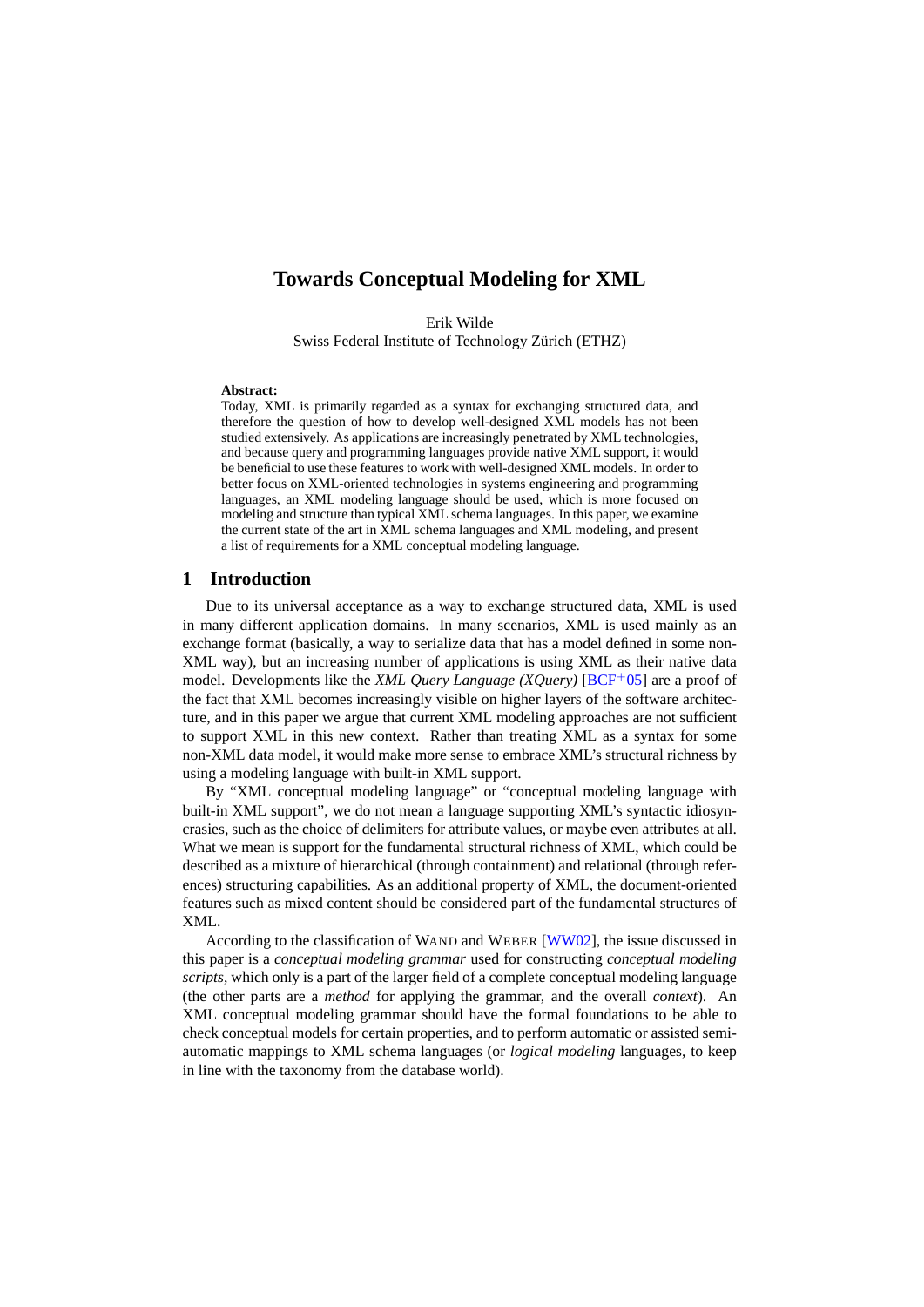# Towards Conceptual Modeling for XML

Erik Wilde
Swiss Federal Institute of Technology Zürich (ETHZ)

**Abstract:**
Today, XML is primarily regarded as a syntax for exchanging structured data, and therefore the question of how to develop well-designed XML models has not been studied extensively. As applications are increasingly penetrated by XML technologies, and because query and programming languages provide native XML support, it would be beneficial to use these features to work with well-designed XML models. In order to better focus on XML-oriented technologies in systems engineering and programming languages, an XML modeling language should be used, which is more focused on modeling and structure than typical XML schema languages. In this paper, we examine the current state of the art in XML schema languages and XML modeling, and present a list of requirements for a XML conceptual modeling language.

## 1 Introduction

Due to its universal acceptance as a way to exchange structured data, XML is used in many different application domains. In many scenarios, XML is used mainly as an exchange format (basically, a way to serialize data that has a model defined in some non-XML way), but an increasing number of applications is using XML as their native data model. Developments like the *XML Query Language (XQuery)* [BCF+05] are a proof of the fact that XML becomes increasingly visible on higher layers of the software architecture, and in this paper we argue that current XML modeling approaches are not sufficient to support XML in this new context. Rather than treating XML as a syntax for some non-XML data model, it would make more sense to embrace XML's structural richness by using a modeling language with built-in XML support.

By "XML conceptual modeling language" or "conceptual modeling language with built-in XML support", we do not mean a language supporting XML's syntactic idiosyncrasies, such as the choice of delimiters for attribute values, or maybe even attributes at all. What we mean is support for the fundamental structural richness of XML, which could be described as a mixture of hierarchical (through containment) and relational (through references) structuring capabilities. As an additional property of XML, the document-oriented features such as mixed content should be considered part of the fundamental structures of XML.

According to the classification of WAND and WEBER [WW02], the issue discussed in this paper is a *conceptual modeling grammar* used for constructing *conceptual modeling scripts*, which only is a part of the larger field of a complete conceptual modeling language (the other parts are a *method* for applying the grammar, and the overall *context*). An XML conceptual modeling grammar should have the formal foundations to be able to check conceptual models for certain properties, and to perform automatic or assisted semi-automatic mappings to XML schema languages (or *logical modeling* languages, to keep in line with the taxonomy from the database world).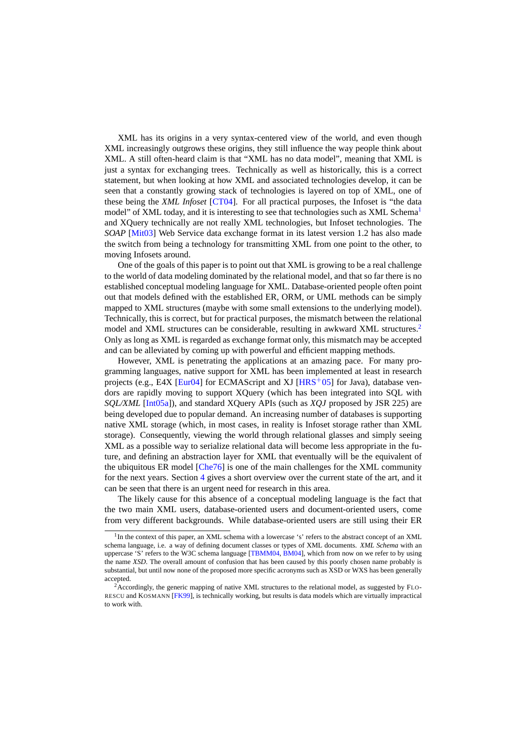XML has its origins in a very syntax-centered view of the world, and even though XML increasingly outgrows these origins, they still influence the way people think about XML. A still often-heard claim is that “XML has no data model”, meaning that XML is just a syntax for exchanging trees. Technically as well as historically, this is a correct statement, but when looking at how XML and associated technologies develop, it can be seen that a constantly growing stack of technologies is layered on top of XML, one of these being the *XML Infoset* [CT04]. For all practical purposes, the Infoset is “the data model” of XML today, and it is interesting to see that technologies such as XML Schema[1] and XQuery technically are not really XML technologies, but Infoset technologies. The *SOAP* [Mit03] Web Service data exchange format in its latest version 1.2 has also made the switch from being a technology for transmitting XML from one point to the other, to moving Infosets around.

One of the goals of this paper is to point out that XML is growing to be a real challenge to the world of data modeling dominated by the relational model, and that so far there is no established conceptual modeling language for XML. Database-oriented people often point out that models defined with the established ER, ORM, or UML methods can be simply mapped to XML structures (maybe with some small extensions to the underlying model). Technically, this is correct, but for practical purposes, the mismatch between the relational model and XML structures can be considerable, resulting in awkward XML structures.[2] Only as long as XML is regarded as exchange format only, this mismatch may be accepted and can be alleviated by coming up with powerful and efficient mapping methods.

However, XML is penetrating the applications at an amazing pace. For many programming languages, native support for XML has been implemented at least in research projects (e.g., E4X [Eur04] for ECMAScript and XJ [HRS+05] for Java), database vendors are rapidly moving to support XQuery (which has been integrated into SQL with *SQL/XML* [Int05a]), and standard XQuery APIs (such as *XQJ* proposed by JSR 225) are being developed due to popular demand. An increasing number of databases is supporting native XML storage (which, in most cases, in reality is Infoset storage rather than XML storage). Consequently, viewing the world through relational glasses and simply seeing XML as a possible way to serialize relational data will become less appropriate in the future, and defining an abstraction layer for XML that eventually will be the equivalent of the ubiquitous ER model [Che76] is one of the main challenges for the XML community for the next years. Section 4 gives a short overview over the current state of the art, and it can be seen that there is an urgent need for research in this area.

The likely cause for this absence of a conceptual modeling language is the fact that the two main XML users, database-oriented users and document-oriented users, come from very different backgrounds. While database-oriented users are still using their ER

---

[1] In the context of this paper, an XML schema with a lowercase ‘s’ refers to the abstract concept of an XML schema language, i.e. a way of defining document classes or types of XML documents. *XML Schema* with an uppercase ‘S’ refers to the W3C schema language [TBMM04, BM04], which from now on we refer to by using the name *XSD*. The overall amount of confusion that has been caused by this poorly chosen name probably is substantial, but until now none of the proposed more specific acronyms such as XSD or WXS has been generally accepted.

[2] Accordingly, the generic mapping of native XML structures to the relational model, as suggested by FLORESCU and KOSMANN [FK99], is technically working, but results is data models which are virtually impractical to work with.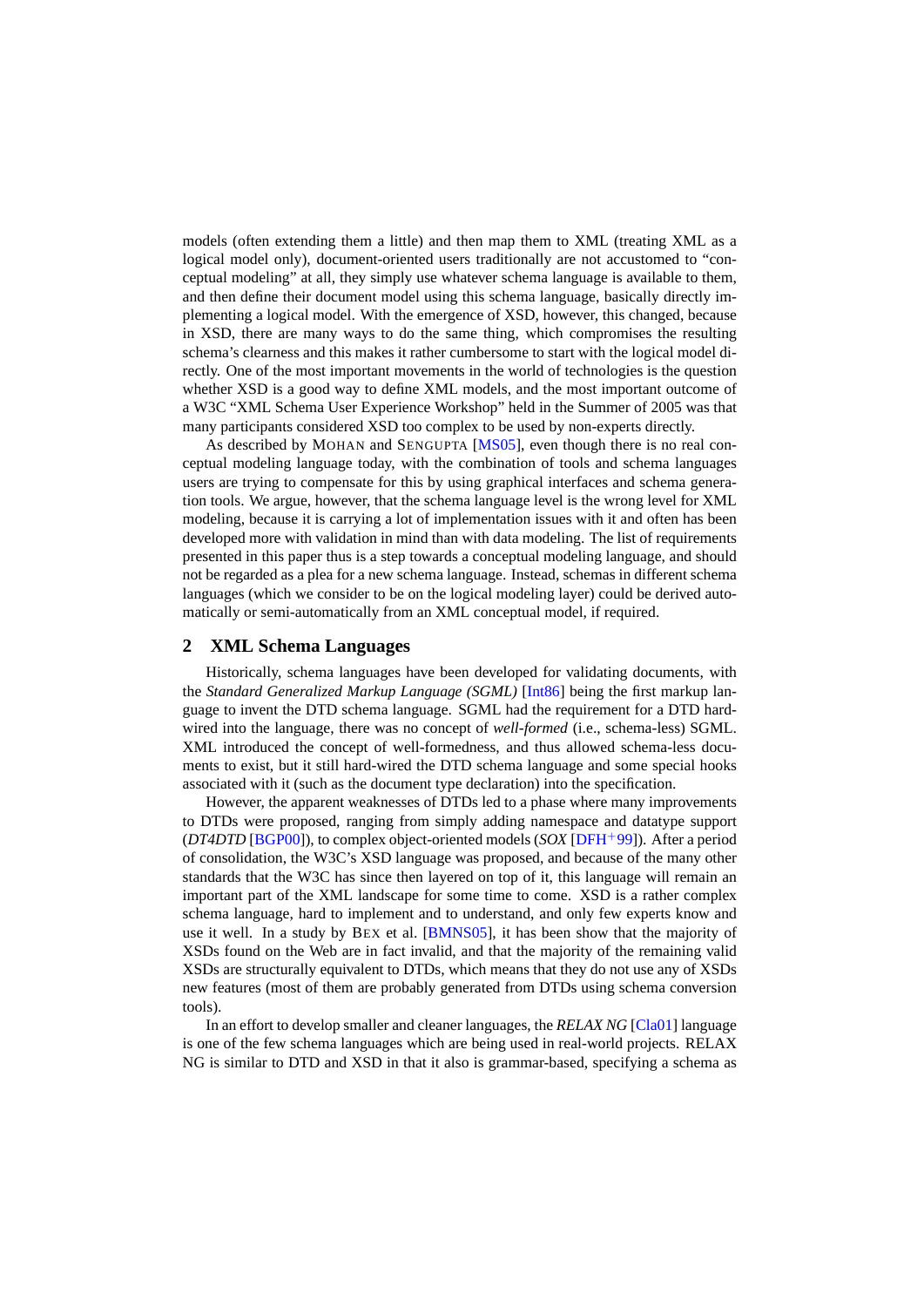models (often extending them a little) and then map them to XML (treating XML as a logical model only), document-oriented users traditionally are not accustomed to "conceptual modeling" at all, they simply use whatever schema language is available to them, and then define their document model using this schema language, basically directly implementing a logical model. With the emergence of XSD, however, this changed, because in XSD, there are many ways to do the same thing, which compromises the resulting schema's clearness and this makes it rather cumbersome to start with the logical model directly. One of the most important movements in the world of technologies is the question whether XSD is a good way to define XML models, and the most important outcome of a W3C "XML Schema User Experience Workshop" held in the Summer of 2005 was that many participants considered XSD too complex to be used by non-experts directly.

As described by Mohan and Sengupta [MS05], even though there is no real conceptual modeling language today, with the combination of tools and schema languages users are trying to compensate for this by using graphical interfaces and schema generation tools. We argue, however, that the schema language level is the wrong level for XML modeling, because it is carrying a lot of implementation issues with it and often has been developed more with validation in mind than with data modeling. The list of requirements presented in this paper thus is a step towards a conceptual modeling language, and should not be regarded as a plea for a new schema language. Instead, schemas in different schema languages (which we consider to be on the logical modeling layer) could be derived automatically or semi-automatically from an XML conceptual model, if required.

## 2 XML Schema Languages

Historically, schema languages have been developed for validating documents, with the *Standard Generalized Markup Language (SGML)* [Int86] being the first markup language to invent the DTD schema language. SGML had the requirement for a DTD hardwired into the language, there was no concept of *well-formed* (i.e., schema-less) SGML. XML introduced the concept of well-formedness, and thus allowed schema-less documents to exist, but it still hard-wired the DTD schema language and some special hooks associated with it (such as the document type declaration) into the specification.

However, the apparent weaknesses of DTDs led to a phase where many improvements to DTDs were proposed, ranging from simply adding namespace and datatype support (*DT4DTD* [BGP00]), to complex object-oriented models (*SOX* [DFH+99]). After a period of consolidation, the W3C's XSD language was proposed, and because of the many other standards that the W3C has since then layered on top of it, this language will remain an important part of the XML landscape for some time to come. XSD is a rather complex schema language, hard to implement and to understand, and only few experts know and use it well. In a study by Bex et al. [BMNS05], it has been show that the majority of XSDs found on the Web are in fact invalid, and that the majority of the remaining valid XSDs are structurally equivalent to DTDs, which means that they do not use any of XSDs new features (most of them are probably generated from DTDs using schema conversion tools).

In an effort to develop smaller and cleaner languages, the *RELAX NG* [Cla01] language is one of the few schema languages which are being used in real-world projects. RELAX NG is similar to DTD and XSD in that it also is grammar-based, specifying a schema as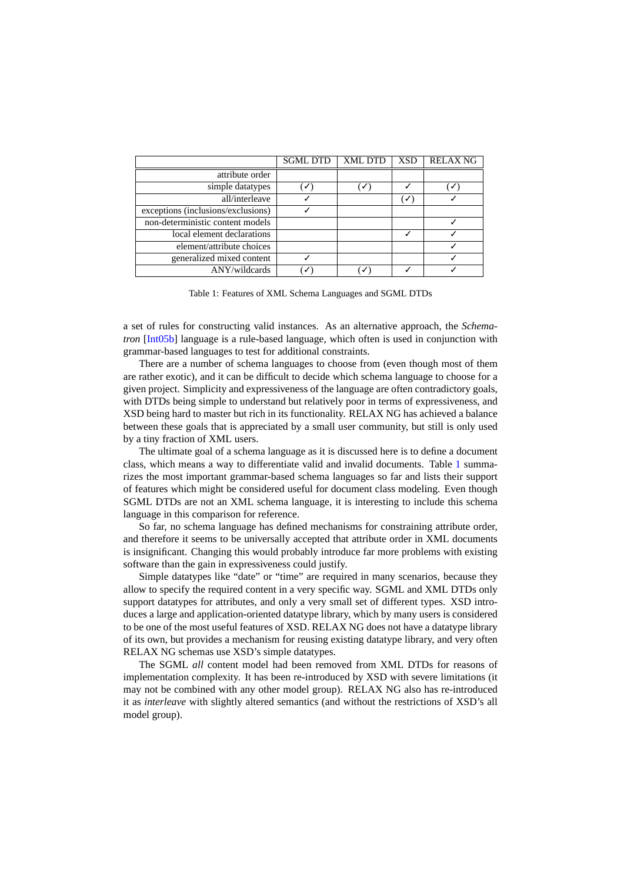| | SGML DTD | XML DTD | XSD | RELAX NG |
|---|---|---|---|---|
| attribute order | | | | |
| simple datatypes | (✓) | (✓) | ✓ | (✓) |
| all/interleave | ✓ | | (✓) | ✓ |
| exceptions (inclusions/exclusions) | ✓ | | | |
| non-deterministic content models | | | | ✓ |
| local element declarations | | | ✓ | ✓ |
| element/attribute choices | | | | ✓ |
| generalized mixed content | ✓ | | | ✓ |
| ANY/wildcards | (✓) | (✓) | ✓ | ✓ |

Table 1: Features of XML Schema Languages and SGML DTDs

a set of rules for constructing valid instances. As an alternative approach, the *Schematron* [Int05b] language is a rule-based language, which often is used in conjunction with grammar-based languages to test for additional constraints.

There are a number of schema languages to choose from (even though most of them are rather exotic), and it can be difficult to decide which schema language to choose for a given project. Simplicity and expressiveness of the language are often contradictory goals, with DTDs being simple to understand but relatively poor in terms of expressiveness, and XSD being hard to master but rich in its functionality. RELAX NG has achieved a balance between these goals that is appreciated by a small user community, but still is only used by a tiny fraction of XML users.

The ultimate goal of a schema language as it is discussed here is to define a document class, which means a way to differentiate valid and invalid documents. Table 1 summarizes the most important grammar-based schema languages so far and lists their support of features which might be considered useful for document class modeling. Even though SGML DTDs are not an XML schema language, it is interesting to include this schema language in this comparison for reference.

So far, no schema language has defined mechanisms for constraining attribute order, and therefore it seems to be universally accepted that attribute order in XML documents is insignificant. Changing this would probably introduce far more problems with existing software than the gain in expressiveness could justify.

Simple datatypes like "date" or "time" are required in many scenarios, because they allow to specify the required content in a very specific way. SGML and XML DTDs only support datatypes for attributes, and only a very small set of different types. XSD introduces a large and application-oriented datatype library, which by many users is considered to be one of the most useful features of XSD. RELAX NG does not have a datatype library of its own, but provides a mechanism for reusing existing datatype library, and very often RELAX NG schemas use XSD's simple datatypes.

The SGML *all* content model had been removed from XML DTDs for reasons of implementation complexity. It has been re-introduced by XSD with severe limitations (it may not be combined with any other model group). RELAX NG also has re-introduced it as *interleave* with slightly altered semantics (and without the restrictions of XSD's all model group).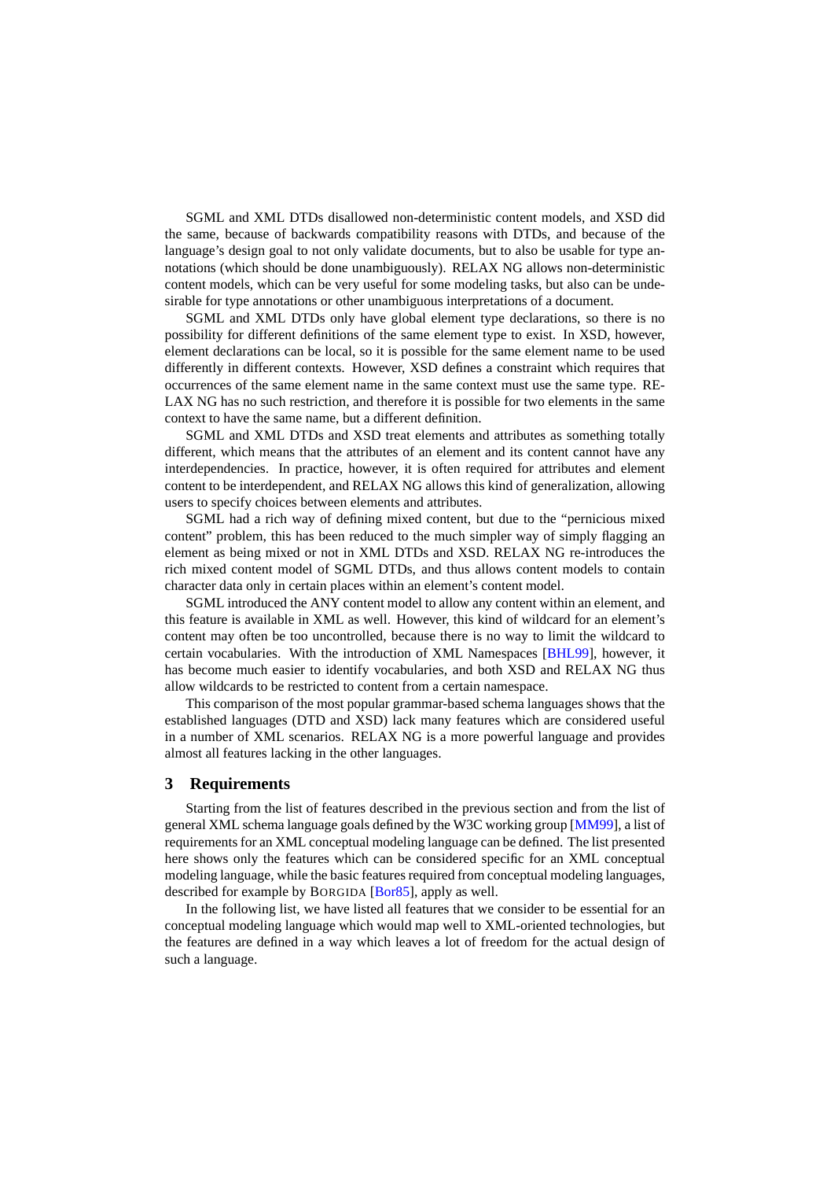SGML and XML DTDs disallowed non-deterministic content models, and XSD did the same, because of backwards compatibility reasons with DTDs, and because of the language's design goal to not only validate documents, but to also be usable for type annotations (which should be done unambiguously). RELAX NG allows non-deterministic content models, which can be very useful for some modeling tasks, but also can be undesirable for type annotations or other unambiguous interpretations of a document.

SGML and XML DTDs only have global element type declarations, so there is no possibility for different definitions of the same element type to exist. In XSD, however, element declarations can be local, so it is possible for the same element name to be used differently in different contexts. However, XSD defines a constraint which requires that occurrences of the same element name in the same context must use the same type. RELAX NG has no such restriction, and therefore it is possible for two elements in the same context to have the same name, but a different definition.

SGML and XML DTDs and XSD treat elements and attributes as something totally different, which means that the attributes of an element and its content cannot have any interdependencies. In practice, however, it is often required for attributes and element content to be interdependent, and RELAX NG allows this kind of generalization, allowing users to specify choices between elements and attributes.

SGML had a rich way of defining mixed content, but due to the "pernicious mixed content" problem, this has been reduced to the much simpler way of simply flagging an element as being mixed or not in XML DTDs and XSD. RELAX NG re-introduces the rich mixed content model of SGML DTDs, and thus allows content models to contain character data only in certain places within an element's content model.

SGML introduced the ANY content model to allow any content within an element, and this feature is available in XML as well. However, this kind of wildcard for an element's content may often be too uncontrolled, because there is no way to limit the wildcard to certain vocabularies. With the introduction of XML Namespaces [BHL99], however, it has become much easier to identify vocabularies, and both XSD and RELAX NG thus allow wildcards to be restricted to content from a certain namespace.

This comparison of the most popular grammar-based schema languages shows that the established languages (DTD and XSD) lack many features which are considered useful in a number of XML scenarios. RELAX NG is a more powerful language and provides almost all features lacking in the other languages.

## 3 Requirements

Starting from the list of features described in the previous section and from the list of general XML schema language goals defined by the W3C working group [MM99], a list of requirements for an XML conceptual modeling language can be defined. The list presented here shows only the features which can be considered specific for an XML conceptual modeling language, while the basic features required from conceptual modeling languages, described for example by BORGIDA [Bor85], apply as well.

In the following list, we have listed all features that we consider to be essential for an conceptual modeling language which would map well to XML-oriented technologies, but the features are defined in a way which leaves a lot of freedom for the actual design of such a language.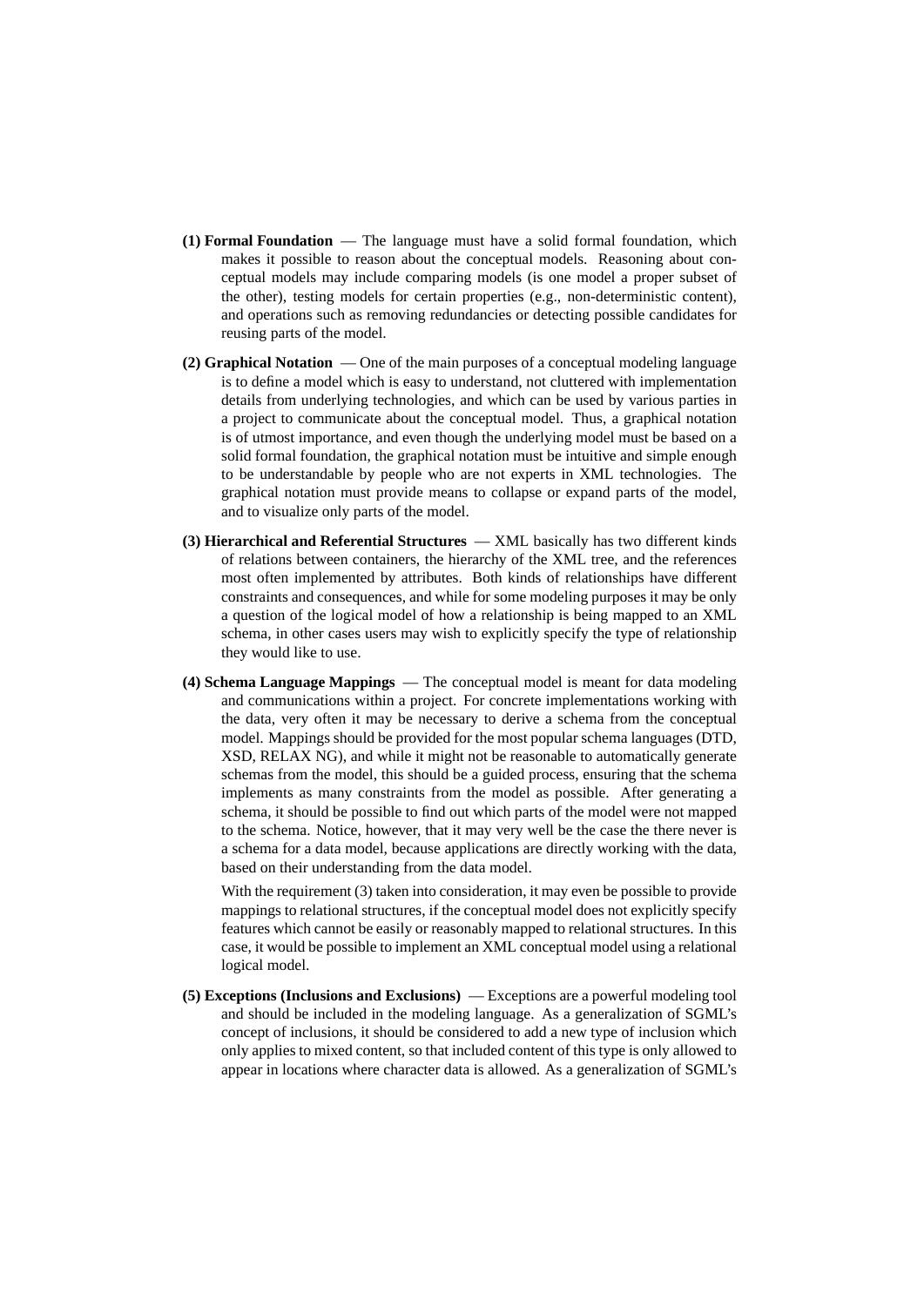**(1) Formal Foundation** — The language must have a solid formal foundation, which makes it possible to reason about the conceptual models. Reasoning about conceptual models may include comparing models (is one model a proper subset of the other), testing models for certain properties (e.g., non-deterministic content), and operations such as removing redundancies or detecting possible candidates for reusing parts of the model.

**(2) Graphical Notation** — One of the main purposes of a conceptual modeling language is to define a model which is easy to understand, not cluttered with implementation details from underlying technologies, and which can be used by various parties in a project to communicate about the conceptual model. Thus, a graphical notation is of utmost importance, and even though the underlying model must be based on a solid formal foundation, the graphical notation must be intuitive and simple enough to be understandable by people who are not experts in XML technologies. The graphical notation must provide means to collapse or expand parts of the model, and to visualize only parts of the model.

**(3) Hierarchical and Referential Structures** — XML basically has two different kinds of relations between containers, the hierarchy of the XML tree, and the references most often implemented by attributes. Both kinds of relationships have different constraints and consequences, and while for some modeling purposes it may be only a question of the logical model of how a relationship is being mapped to an XML schema, in other cases users may wish to explicitly specify the type of relationship they would like to use.

**(4) Schema Language Mappings** — The conceptual model is meant for data modeling and communications within a project. For concrete implementations working with the data, very often it may be necessary to derive a schema from the conceptual model. Mappings should be provided for the most popular schema languages (DTD, XSD, RELAX NG), and while it might not be reasonable to automatically generate schemas from the model, this should be a guided process, ensuring that the schema implements as many constraints from the model as possible. After generating a schema, it should be possible to find out which parts of the model were not mapped to the schema. Notice, however, that it may very well be the case the there never is a schema for a data model, because applications are directly working with the data, based on their understanding from the data model.

With the requirement (3) taken into consideration, it may even be possible to provide mappings to relational structures, if the conceptual model does not explicitly specify features which cannot be easily or reasonably mapped to relational structures. In this case, it would be possible to implement an XML conceptual model using a relational logical model.

**(5) Exceptions (Inclusions and Exclusions)** — Exceptions are a powerful modeling tool and should be included in the modeling language. As a generalization of SGML's concept of inclusions, it should be considered to add a new type of inclusion which only applies to mixed content, so that included content of this type is only allowed to appear in locations where character data is allowed. As a generalization of SGML's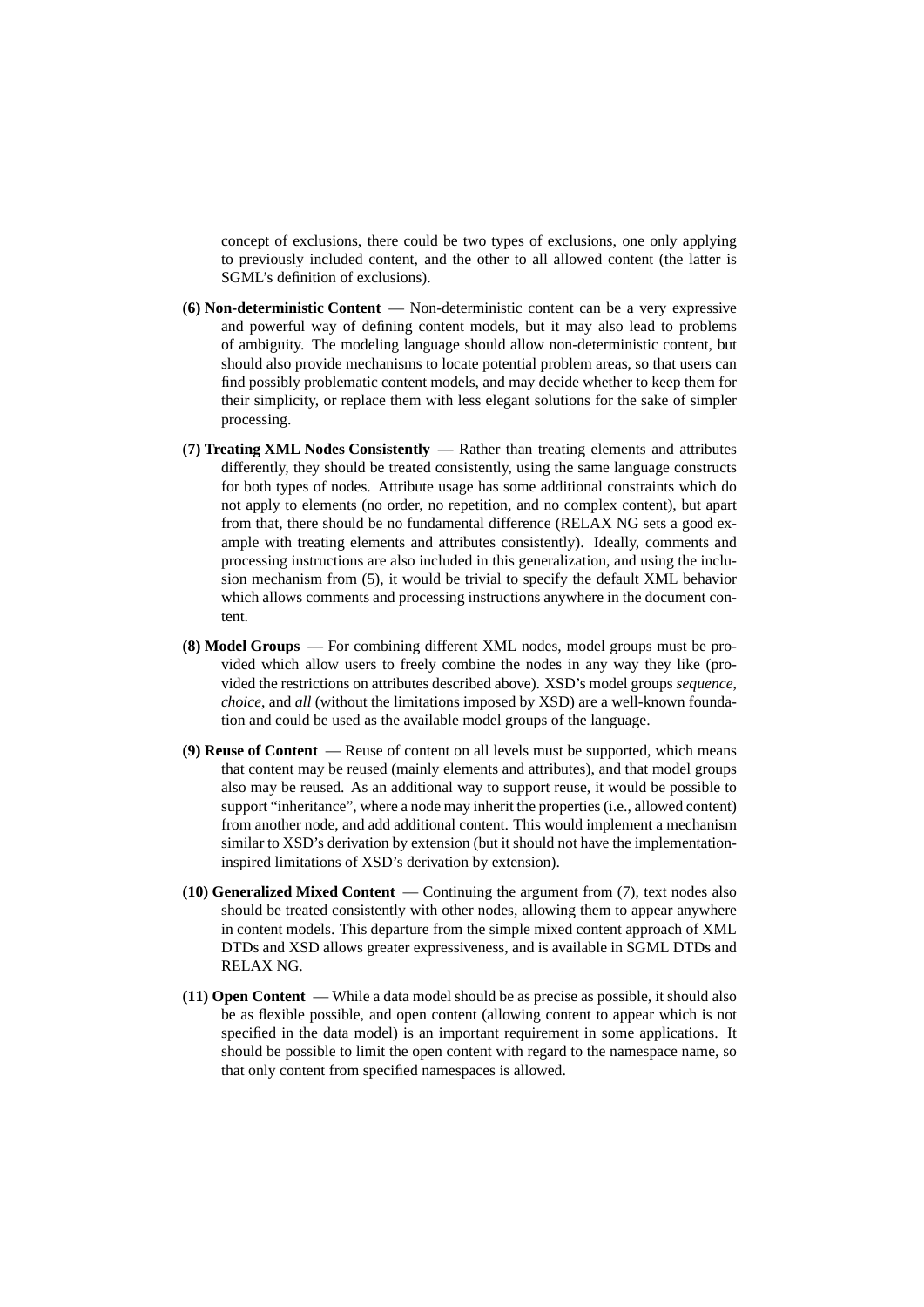concept of exclusions, there could be two types of exclusions, one only applying to previously included content, and the other to all allowed content (the latter is SGML's definition of exclusions).

**(6) Non-deterministic Content** — Non-deterministic content can be a very expressive and powerful way of defining content models, but it may also lead to problems of ambiguity. The modeling language should allow non-deterministic content, but should also provide mechanisms to locate potential problem areas, so that users can find possibly problematic content models, and may decide whether to keep them for their simplicity, or replace them with less elegant solutions for the sake of simpler processing.

**(7) Treating XML Nodes Consistently** — Rather than treating elements and attributes differently, they should be treated consistently, using the same language constructs for both types of nodes. Attribute usage has some additional constraints which do not apply to elements (no order, no repetition, and no complex content), but apart from that, there should be no fundamental difference (RELAX NG sets a good example with treating elements and attributes consistently). Ideally, comments and processing instructions are also included in this generalization, and using the inclusion mechanism from (5), it would be trivial to specify the default XML behavior which allows comments and processing instructions anywhere in the document content.

**(8) Model Groups** — For combining different XML nodes, model groups must be provided which allow users to freely combine the nodes in any way they like (provided the restrictions on attributes described above). XSD's model groups *sequence*, *choice*, and *all* (without the limitations imposed by XSD) are a well-known foundation and could be used as the available model groups of the language.

**(9) Reuse of Content** — Reuse of content on all levels must be supported, which means that content may be reused (mainly elements and attributes), and that model groups also may be reused. As an additional way to support reuse, it would be possible to support "inheritance", where a node may inherit the properties (i.e., allowed content) from another node, and add additional content. This would implement a mechanism similar to XSD's derivation by extension (but it should not have the implementation-inspired limitations of XSD's derivation by extension).

**(10) Generalized Mixed Content** — Continuing the argument from (7), text nodes also should be treated consistently with other nodes, allowing them to appear anywhere in content models. This departure from the simple mixed content approach of XML DTDs and XSD allows greater expressiveness, and is available in SGML DTDs and RELAX NG.

**(11) Open Content** — While a data model should be as precise as possible, it should also be as flexible possible, and open content (allowing content to appear which is not specified in the data model) is an important requirement in some applications. It should be possible to limit the open content with regard to the namespace name, so that only content from specified namespaces is allowed.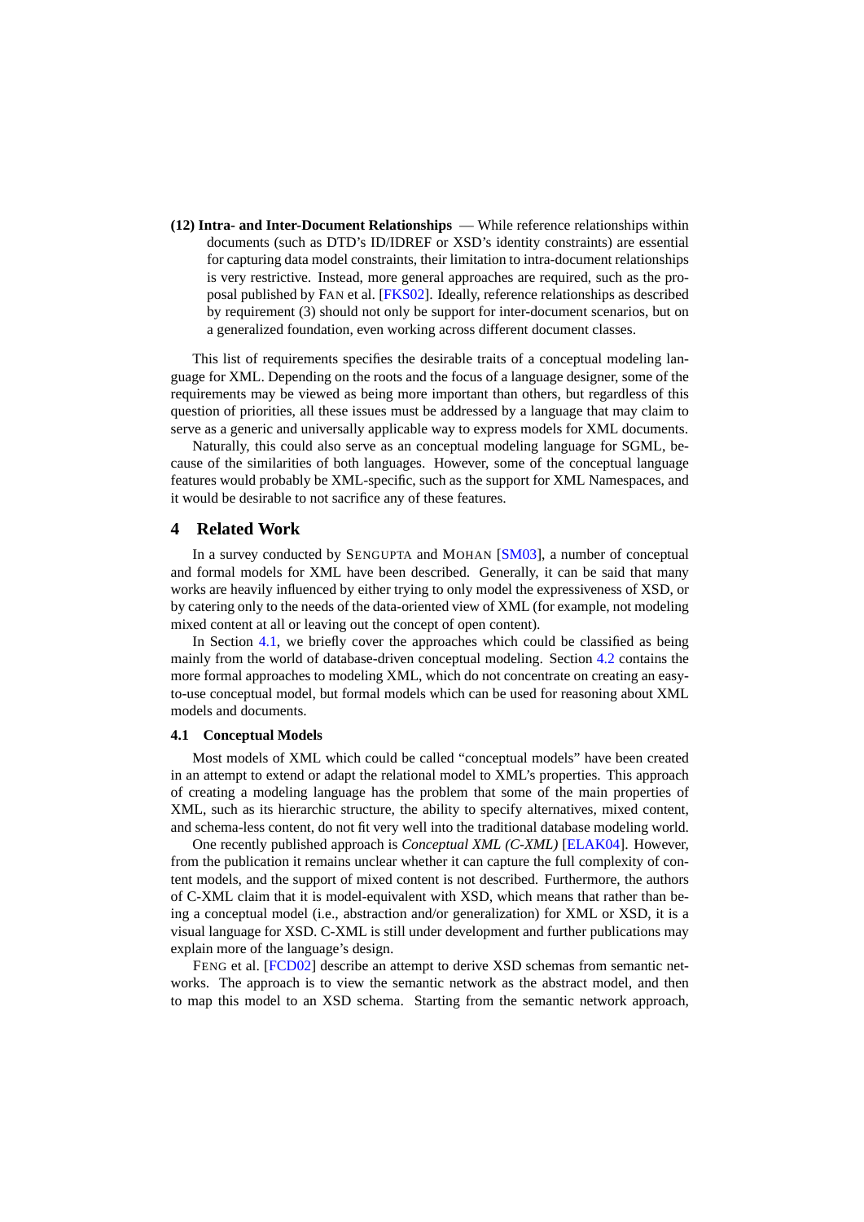**(12) Intra- and Inter-Document Relationships** — While reference relationships within documents (such as DTD's ID/IDREF or XSD's identity constraints) are essential for capturing data model constraints, their limitation to intra-document relationships is very restrictive. Instead, more general approaches are required, such as the proposal published by FAN et al. [FKS02]. Ideally, reference relationships as described by requirement (3) should not only be support for inter-document scenarios, but on a generalized foundation, even working across different document classes.

This list of requirements specifies the desirable traits of a conceptual modeling language for XML. Depending on the roots and the focus of a language designer, some of the requirements may be viewed as being more important than others, but regardless of this question of priorities, all these issues must be addressed by a language that may claim to serve as a generic and universally applicable way to express models for XML documents.

Naturally, this could also serve as an conceptual modeling language for SGML, because of the similarities of both languages. However, some of the conceptual language features would probably be XML-specific, such as the support for XML Namespaces, and it would be desirable to not sacrifice any of these features.

## 4 Related Work

In a survey conducted by SENGUPTA and MOHAN [SM03], a number of conceptual and formal models for XML have been described. Generally, it can be said that many works are heavily influenced by either trying to only model the expressiveness of XSD, or by catering only to the needs of the data-oriented view of XML (for example, not modeling mixed content at all or leaving out the concept of open content).

In Section 4.1, we briefly cover the approaches which could be classified as being mainly from the world of database-driven conceptual modeling. Section 4.2 contains the more formal approaches to modeling XML, which do not concentrate on creating an easy-to-use conceptual model, but formal models which can be used for reasoning about XML models and documents.

### 4.1 Conceptual Models

Most models of XML which could be called "conceptual models" have been created in an attempt to extend or adapt the relational model to XML's properties. This approach of creating a modeling language has the problem that some of the main properties of XML, such as its hierarchic structure, the ability to specify alternatives, mixed content, and schema-less content, do not fit very well into the traditional database modeling world.

One recently published approach is *Conceptual XML (C-XML)* [ELAK04]. However, from the publication it remains unclear whether it can capture the full complexity of content models, and the support of mixed content is not described. Furthermore, the authors of C-XML claim that it is model-equivalent with XSD, which means that rather than being a conceptual model (i.e., abstraction and/or generalization) for XML or XSD, it is a visual language for XSD. C-XML is still under development and further publications may explain more of the language's design.

FENG et al. [FCD02] describe an attempt to derive XSD schemas from semantic networks. The approach is to view the semantic network as the abstract model, and then to map this model to an XSD schema. Starting from the semantic network approach,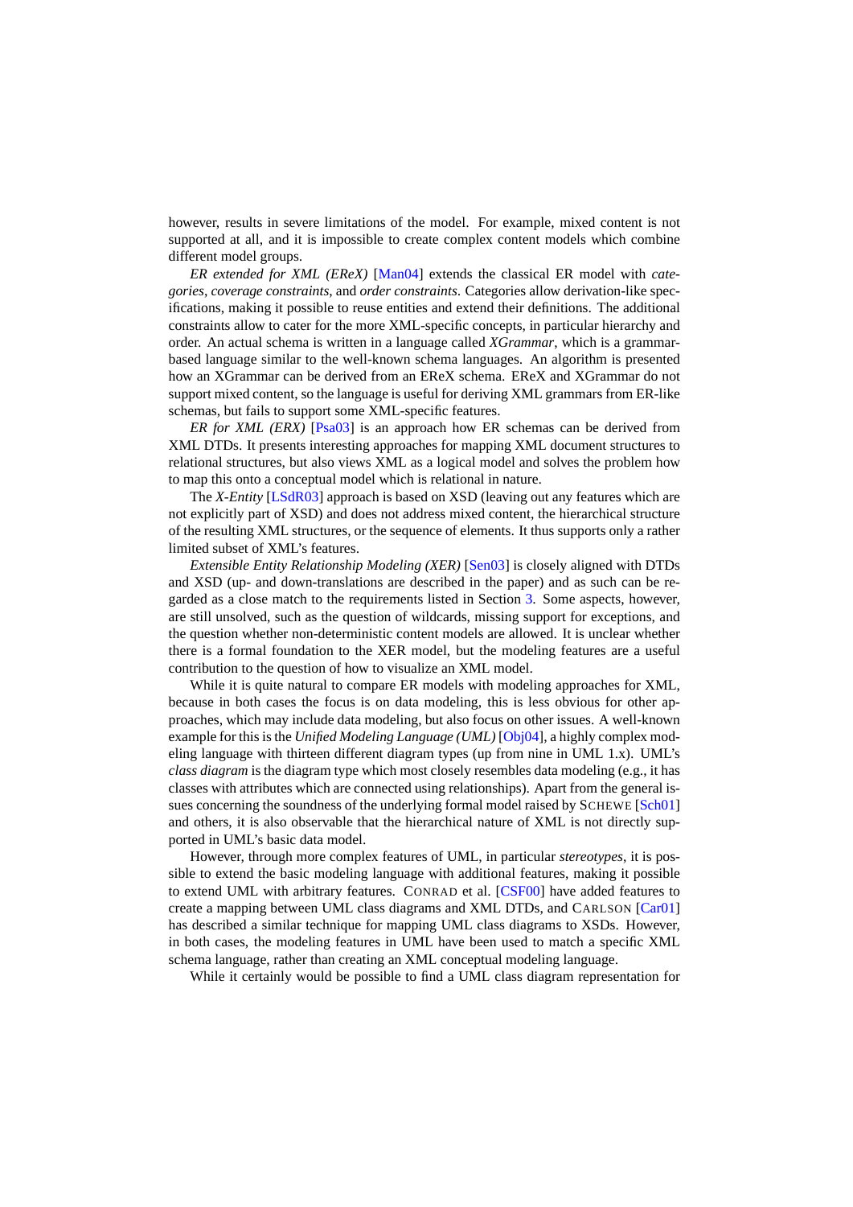however, results in severe limitations of the model. For example, mixed content is not supported at all, and it is impossible to create complex content models which combine different model groups.

*ER extended for XML (EReX)* [Man04] extends the classical ER model with *categories*, *coverage constraints*, and *order constraints*. Categories allow derivation-like specifications, making it possible to reuse entities and extend their definitions. The additional constraints allow to cater for the more XML-specific concepts, in particular hierarchy and order. An actual schema is written in a language called *XGrammar*, which is a grammar-based language similar to the well-known schema languages. An algorithm is presented how an XGrammar can be derived from an EReX schema. EReX and XGrammar do not support mixed content, so the language is useful for deriving XML grammars from ER-like schemas, but fails to support some XML-specific features.

*ER for XML (ERX)* [Psa03] is an approach how ER schemas can be derived from XML DTDs. It presents interesting approaches for mapping XML document structures to relational structures, but also views XML as a logical model and solves the problem how to map this onto a conceptual model which is relational in nature.

The *X-Entity* [LSdR03] approach is based on XSD (leaving out any features which are not explicitly part of XSD) and does not address mixed content, the hierarchical structure of the resulting XML structures, or the sequence of elements. It thus supports only a rather limited subset of XML's features.

*Extensible Entity Relationship Modeling (XER)* [Sen03] is closely aligned with DTDs and XSD (up- and down-translations are described in the paper) and as such can be regarded as a close match to the requirements listed in Section 3. Some aspects, however, are still unsolved, such as the question of wildcards, missing support for exceptions, and the question whether non-deterministic content models are allowed. It is unclear whether there is a formal foundation to the XER model, but the modeling features are a useful contribution to the question of how to visualize an XML model.

While it is quite natural to compare ER models with modeling approaches for XML, because in both cases the focus is on data modeling, this is less obvious for other approaches, which may include data modeling, but also focus on other issues. A well-known example for this is the *Unified Modeling Language (UML)* [Obj04], a highly complex modeling language with thirteen different diagram types (up from nine in UML 1.x). UML's *class diagram* is the diagram type which most closely resembles data modeling (e.g., it has classes with attributes which are connected using relationships). Apart from the general issues concerning the soundness of the underlying formal model raised by SCHEWE [Sch01] and others, it is also observable that the hierarchical nature of XML is not directly supported in UML's basic data model.

However, through more complex features of UML, in particular *stereotypes*, it is possible to extend the basic modeling language with additional features, making it possible to extend UML with arbitrary features. CONRAD et al. [CSF00] have added features to create a mapping between UML class diagrams and XML DTDs, and CARLSON [Car01] has described a similar technique for mapping UML class diagrams to XSDs. However, in both cases, the modeling features in UML have been used to match a specific XML schema language, rather than creating an XML conceptual modeling language.

While it certainly would be possible to find a UML class diagram representation for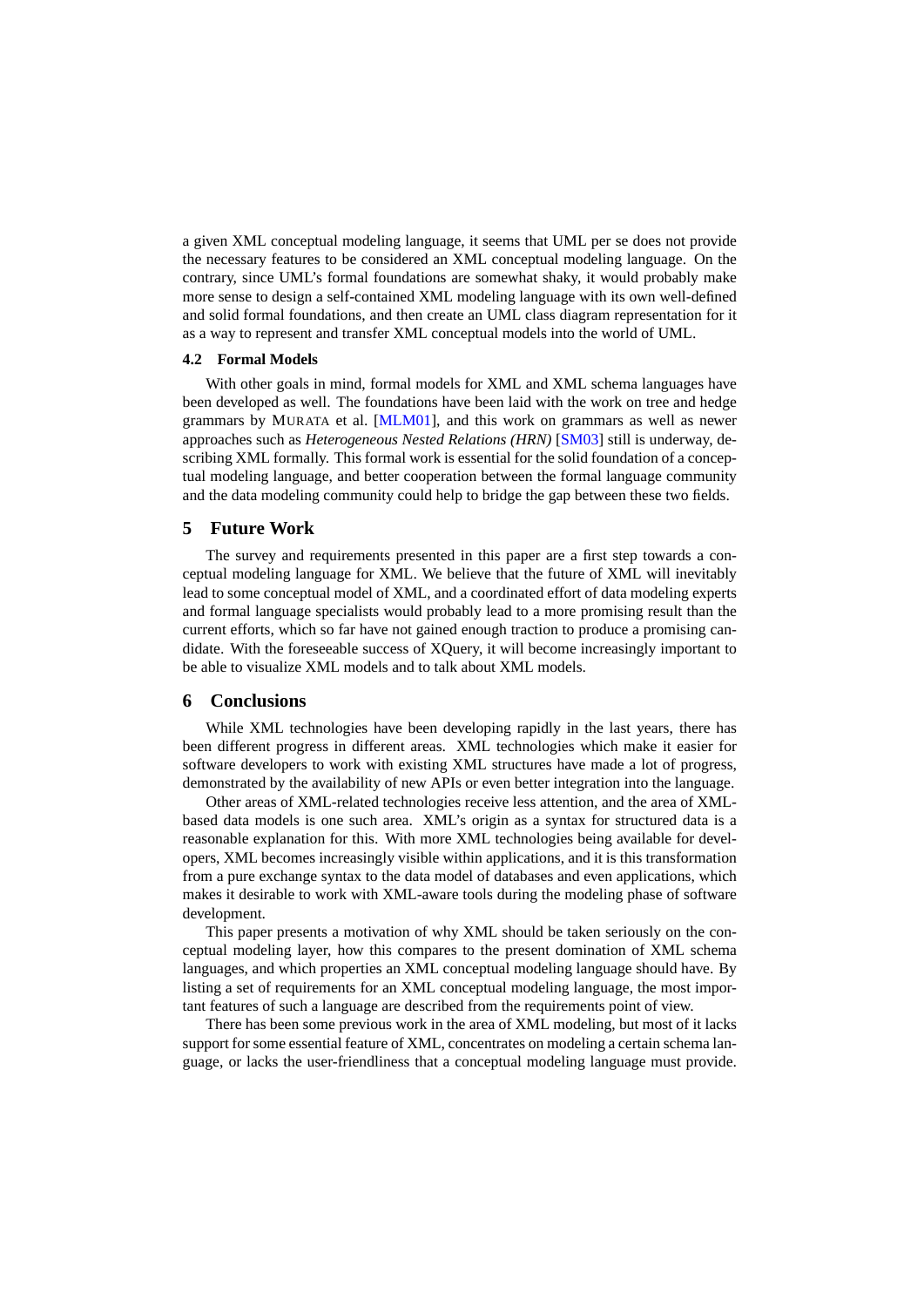a given XML conceptual modeling language, it seems that UML per se does not provide the necessary features to be considered an XML conceptual modeling language. On the contrary, since UML's formal foundations are somewhat shaky, it would probably make more sense to design a self-contained XML modeling language with its own well-defined and solid formal foundations, and then create an UML class diagram representation for it as a way to represent and transfer XML conceptual models into the world of UML.

### 4.2 Formal Models

With other goals in mind, formal models for XML and XML schema languages have been developed as well. The foundations have been laid with the work on tree and hedge grammars by MURATA et al. [MLM01], and this work on grammars as well as newer approaches such as *Heterogeneous Nested Relations (HRN)* [SM03] still is underway, describing XML formally. This formal work is essential for the solid foundation of a conceptual modeling language, and better cooperation between the formal language community and the data modeling community could help to bridge the gap between these two fields.

## 5 Future Work

The survey and requirements presented in this paper are a first step towards a conceptual modeling language for XML. We believe that the future of XML will inevitably lead to some conceptual model of XML, and a coordinated effort of data modeling experts and formal language specialists would probably lead to a more promising result than the current efforts, which so far have not gained enough traction to produce a promising candidate. With the foreseeable success of XQuery, it will become increasingly important to be able to visualize XML models and to talk about XML models.

## 6 Conclusions

While XML technologies have been developing rapidly in the last years, there has been different progress in different areas. XML technologies which make it easier for software developers to work with existing XML structures have made a lot of progress, demonstrated by the availability of new APIs or even better integration into the language.

Other areas of XML-related technologies receive less attention, and the area of XML-based data models is one such area. XML's origin as a syntax for structured data is a reasonable explanation for this. With more XML technologies being available for developers, XML becomes increasingly visible within applications, and it is this transformation from a pure exchange syntax to the data model of databases and even applications, which makes it desirable to work with XML-aware tools during the modeling phase of software development.

This paper presents a motivation of why XML should be taken seriously on the conceptual modeling layer, how this compares to the present domination of XML schema languages, and which properties an XML conceptual modeling language should have. By listing a set of requirements for an XML conceptual modeling language, the most important features of such a language are described from the requirements point of view.

There has been some previous work in the area of XML modeling, but most of it lacks support for some essential feature of XML, concentrates on modeling a certain schema language, or lacks the user-friendliness that a conceptual modeling language must provide.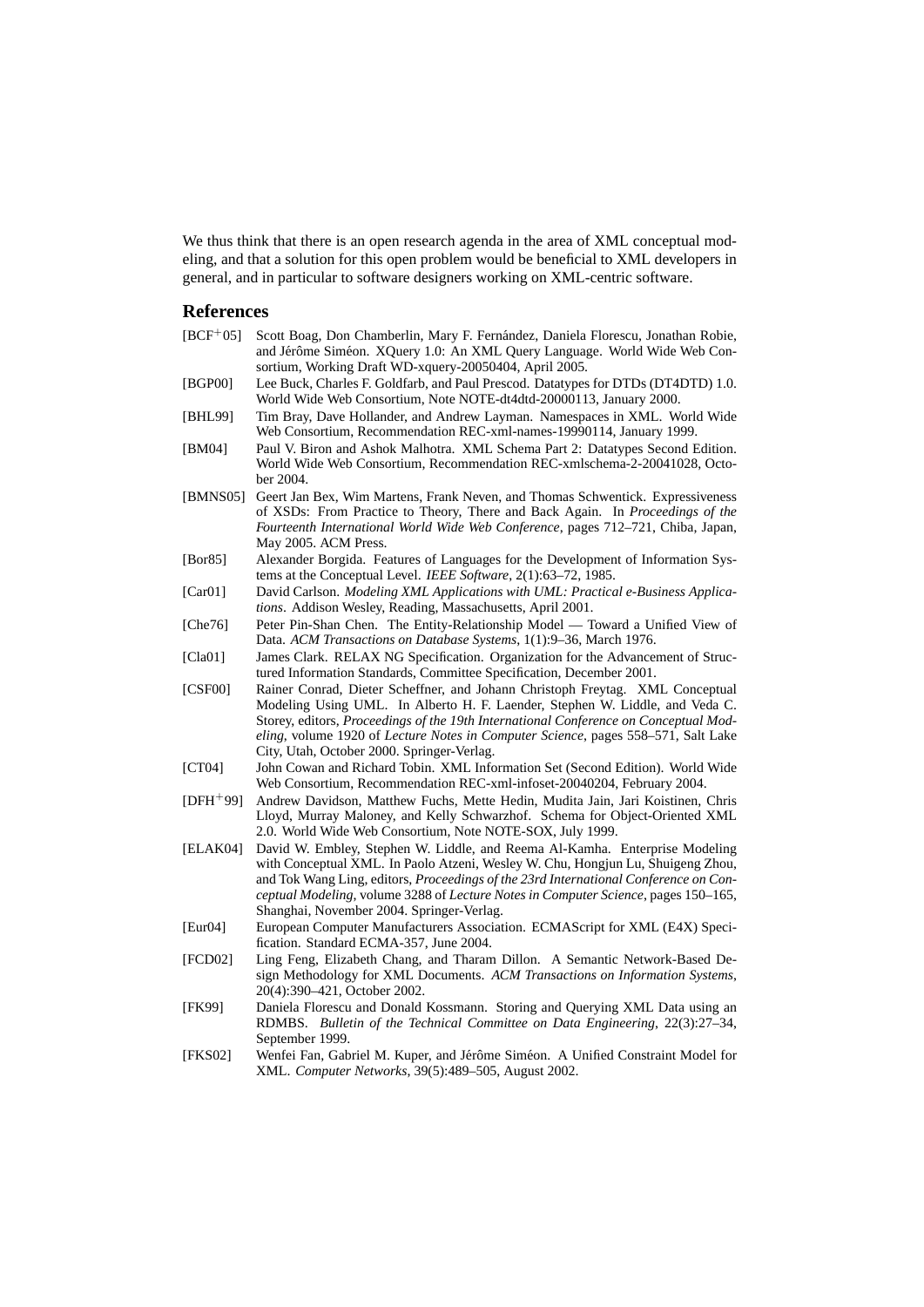We thus think that there is an open research agenda in the area of XML conceptual modeling, and that a solution for this open problem would be beneficial to XML developers in general, and in particular to software designers working on XML-centric software.

## References

[BCF+05] Scott Boag, Don Chamberlin, Mary F. Fernández, Daniela Florescu, Jonathan Robie, and Jérôme Siméon. XQuery 1.0: An XML Query Language. World Wide Web Consortium, Working Draft WD-xquery-20050404, April 2005.

[BGP00] Lee Buck, Charles F. Goldfarb, and Paul Prescod. Datatypes for DTDs (DT4DTD) 1.0. World Wide Web Consortium, Note NOTE-dt4dtd-20000113, January 2000.

[BHL99] Tim Bray, Dave Hollander, and Andrew Layman. Namespaces in XML. World Wide Web Consortium, Recommendation REC-xml-names-19990114, January 1999.

[BM04] Paul V. Biron and Ashok Malhotra. XML Schema Part 2: Datatypes Second Edition. World Wide Web Consortium, Recommendation REC-xmlschema-2-20041028, October 2004.

[BMNS05] Geert Jan Bex, Wim Martens, Frank Neven, and Thomas Schwentick. Expressiveness of XSDs: From Practice to Theory, There and Back Again. In *Proceedings of the Fourteenth International World Wide Web Conference*, pages 712–721, Chiba, Japan, May 2005. ACM Press.

[Bor85] Alexander Borgida. Features of Languages for the Development of Information Systems at the Conceptual Level. *IEEE Software*, 2(1):63–72, 1985.

[Car01] David Carlson. *Modeling XML Applications with UML: Practical e-Business Applications*. Addison Wesley, Reading, Massachusetts, April 2001.

[Che76] Peter Pin-Shan Chen. The Entity-Relationship Model — Toward a Unified View of Data. *ACM Transactions on Database Systems*, 1(1):9–36, March 1976.

[Cla01] James Clark. RELAX NG Specification. Organization for the Advancement of Structured Information Standards, Committee Specification, December 2001.

[CSF00] Rainer Conrad, Dieter Scheffner, and Johann Christoph Freytag. XML Conceptual Modeling Using UML. In Alberto H. F. Laender, Stephen W. Liddle, and Veda C. Storey, editors, *Proceedings of the 19th International Conference on Conceptual Modeling*, volume 1920 of *Lecture Notes in Computer Science*, pages 558–571, Salt Lake City, Utah, October 2000. Springer-Verlag.

[CT04] John Cowan and Richard Tobin. XML Information Set (Second Edition). World Wide Web Consortium, Recommendation REC-xml-infoset-20040204, February 2004.

[DFH+99] Andrew Davidson, Matthew Fuchs, Mette Hedin, Mudita Jain, Jari Koistinen, Chris Lloyd, Murray Maloney, and Kelly Schwarzhof. Schema for Object-Oriented XML 2.0. World Wide Web Consortium, Note NOTE-SOX, July 1999.

[ELAK04] David W. Embley, Stephen W. Liddle, and Reema Al-Kamha. Enterprise Modeling with Conceptual XML. In Paolo Atzeni, Wesley W. Chu, Hongjun Lu, Shuigeng Zhou, and Tok Wang Ling, editors, *Proceedings of the 23rd International Conference on Conceptual Modeling*, volume 3288 of *Lecture Notes in Computer Science*, pages 150–165, Shanghai, November 2004. Springer-Verlag.

[Eur04] European Computer Manufacturers Association. ECMAScript for XML (E4X) Specification. Standard ECMA-357, June 2004.

[FCD02] Ling Feng, Elizabeth Chang, and Tharam Dillon. A Semantic Network-Based Design Methodology for XML Documents. *ACM Transactions on Information Systems*, 20(4):390–421, October 2002.

[FK99] Daniela Florescu and Donald Kossmann. Storing and Querying XML Data using an RDMBS. *Bulletin of the Technical Committee on Data Engineering*, 22(3):27–34, September 1999.

[FKS02] Wenfei Fan, Gabriel M. Kuper, and Jérôme Siméon. A Unified Constraint Model for XML. *Computer Networks*, 39(5):489–505, August 2002.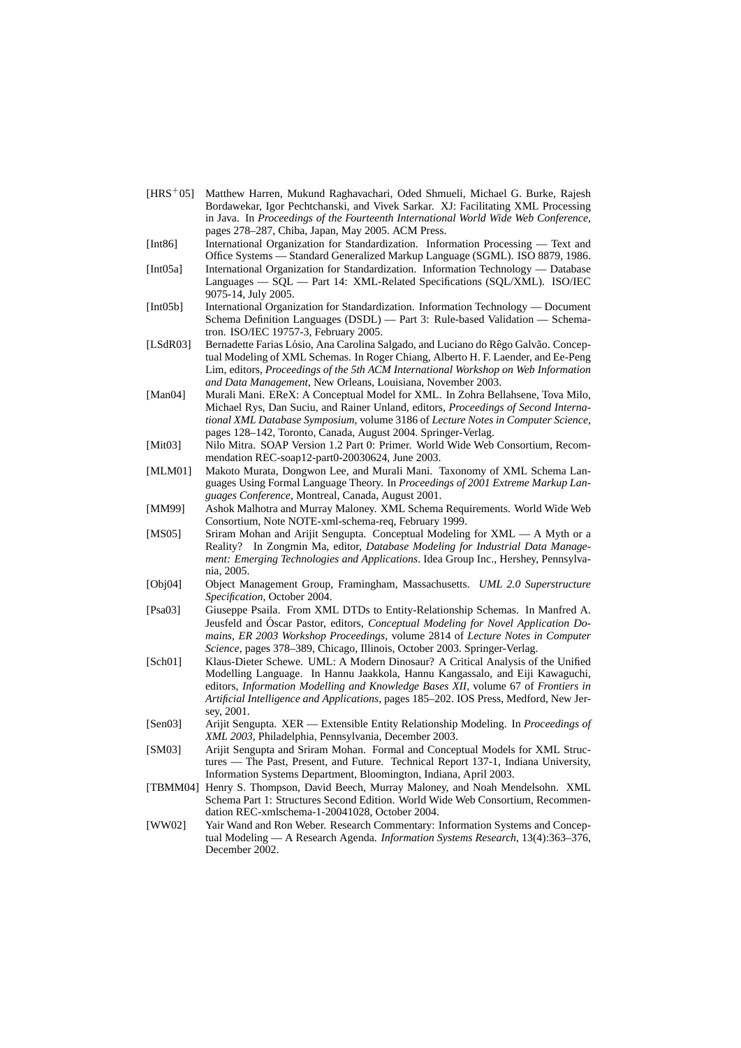[HRS+05] Matthew Harren, Mukund Raghavachari, Oded Shmueli, Michael G. Burke, Rajesh Bordawekar, Igor Pechtchanski, and Vivek Sarkar. XJ: Facilitating XML Processing in Java. In *Proceedings of the Fourteenth International World Wide Web Conference*, pages 278–287, Chiba, Japan, May 2005. ACM Press.

[Int86] International Organization for Standardization. Information Processing — Text and Office Systems — Standard Generalized Markup Language (SGML). ISO 8879, 1986.

[Int05a] International Organization for Standardization. Information Technology — Database Languages — SQL — Part 14: XML-Related Specifications (SQL/XML). ISO/IEC 9075-14, July 2005.

[Int05b] International Organization for Standardization. Information Technology — Document Schema Definition Languages (DSDL) — Part 3: Rule-based Validation — Schematron. ISO/IEC 19757-3, February 2005.

[LSdR03] Bernadette Farias Lósio, Ana Carolina Salgado, and Luciano do Rêgo Galvão. Conceptual Modeling of XML Schemas. In Roger Chiang, Alberto H. F. Laender, and Ee-Peng Lim, editors, *Proceedings of the 5th ACM International Workshop on Web Information and Data Management*, New Orleans, Louisiana, November 2003.

[Man04] Murali Mani. EReX: A Conceptual Model for XML. In Zohra Bellahsene, Tova Milo, Michael Rys, Dan Suciu, and Rainer Unland, editors, *Proceedings of Second International XML Database Symposium*, volume 3186 of *Lecture Notes in Computer Science*, pages 128–142, Toronto, Canada, August 2004. Springer-Verlag.

[Mit03] Nilo Mitra. SOAP Version 1.2 Part 0: Primer. World Wide Web Consortium, Recommendation REC-soap12-part0-20030624, June 2003.

[MLM01] Makoto Murata, Dongwon Lee, and Murali Mani. Taxonomy of XML Schema Languages Using Formal Language Theory. In *Proceedings of 2001 Extreme Markup Languages Conference*, Montreal, Canada, August 2001.

[MM99] Ashok Malhotra and Murray Maloney. XML Schema Requirements. World Wide Web Consortium, Note NOTE-xml-schema-req, February 1999.

[MS05] Sriram Mohan and Arijit Sengupta. Conceptual Modeling for XML — A Myth or a Reality? In Zongmin Ma, editor, *Database Modeling for Industrial Data Management: Emerging Technologies and Applications*. Idea Group Inc., Hershey, Pennsylvania, 2005.

[Obj04] Object Management Group, Framingham, Massachusetts. *UML 2.0 Superstructure Specification*, October 2004.

[Psa03] Giuseppe Psaila. From XML DTDs to Entity-Relationship Schemas. In Manfred A. Jeusfeld and Óscar Pastor, editors, *Conceptual Modeling for Novel Application Domains, ER 2003 Workshop Proceedings*, volume 2814 of *Lecture Notes in Computer Science*, pages 378–389, Chicago, Illinois, October 2003. Springer-Verlag.

[Sch01] Klaus-Dieter Schewe. UML: A Modern Dinosaur? A Critical Analysis of the Unified Modelling Language. In Hannu Jaakkola, Hannu Kangassalo, and Eiji Kawaguchi, editors, *Information Modelling and Knowledge Bases XII*, volume 67 of *Frontiers in Artificial Intelligence and Applications*, pages 185–202. IOS Press, Medford, New Jersey, 2001.

[Sen03] Arijit Sengupta. XER — Extensible Entity Relationship Modeling. In *Proceedings of XML 2003*, Philadelphia, Pennsylvania, December 2003.

[SM03] Arijit Sengupta and Sriram Mohan. Formal and Conceptual Models for XML Structures — The Past, Present, and Future. Technical Report 137-1, Indiana University, Information Systems Department, Bloomington, Indiana, April 2003.

[TBMM04] Henry S. Thompson, David Beech, Murray Maloney, and Noah Mendelsohn. XML Schema Part 1: Structures Second Edition. World Wide Web Consortium, Recommendation REC-xmlschema-1-20041028, October 2004.

[WW02] Yair Wand and Ron Weber. Research Commentary: Information Systems and Conceptual Modeling — A Research Agenda. *Information Systems Research*, 13(4):363–376, December 2002.